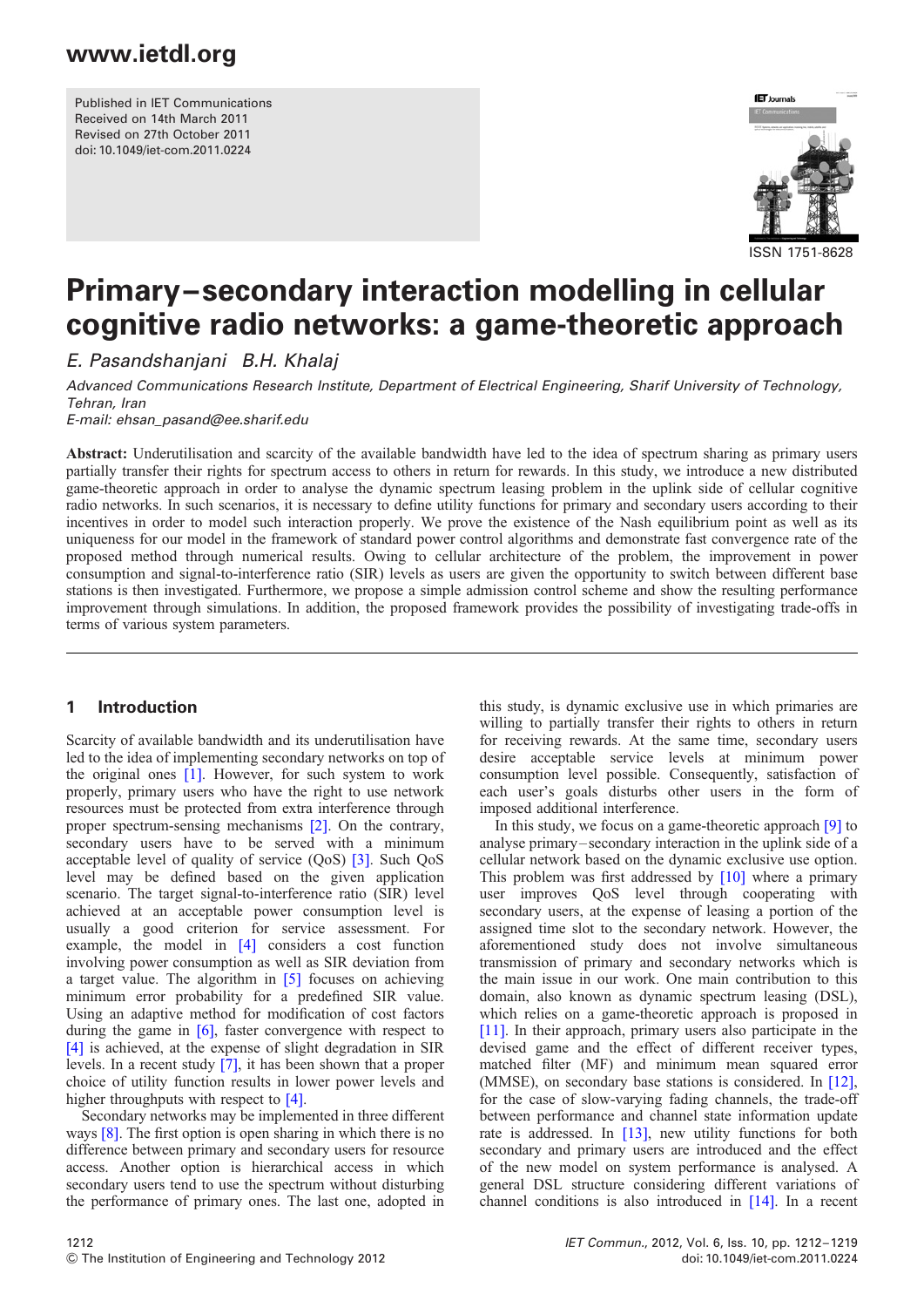Published in IET Communications
Received on 14th March 2011
Revised on 27th October 2011
doi: 10.1049/iet-com.2011.0224

ISSN 1751-8628

# Primary–secondary interaction modelling in cellular cognitive radio networks: a game-theoretic approach

E. Pasandshanjani B.H. Khalaj

*Advanced Communications Research Institute, Department of Electrical Engineering, Sharif University of Technology, Tehran, Iran*
*E-mail: ehsan_pasand@ee.sharif.edu*

**Abstract:** Underutilisation and scarcity of the available bandwidth have led to the idea of spectrum sharing as primary users partially transfer their rights for spectrum access to others in return for rewards. In this study, we introduce a new distributed game-theoretic approach in order to analyse the dynamic spectrum leasing problem in the uplink side of cellular cognitive radio networks. In such scenarios, it is necessary to define utility functions for primary and secondary users according to their incentives in order to model such interaction properly. We prove the existence of the Nash equilibrium point as well as its uniqueness for our model in the framework of standard power control algorithms and demonstrate fast convergence rate of the proposed method through numerical results. Owing to cellular architecture of the problem, the improvement in power consumption and signal-to-interference ratio (SIR) levels as users are given the opportunity to switch between different base stations is then investigated. Furthermore, we propose a simple admission control scheme and show the resulting performance improvement through simulations. In addition, the proposed framework provides the possibility of investigating trade-offs in terms of various system parameters.

## 1 Introduction

Scarcity of available bandwidth and its underutilisation have led to the idea of implementing secondary networks on top of the original ones [1]. However, for such system to work properly, primary users who have the right to use network resources must be protected from extra interference through proper spectrum-sensing mechanisms [2]. On the contrary, secondary users have to be served with a minimum acceptable level of quality of service (QoS) [3]. Such QoS level may be defined based on the given application scenario. The target signal-to-interference ratio (SIR) level achieved at an acceptable power consumption level is usually a good criterion for service assessment. For example, the model in [4] considers a cost function involving power consumption as well as SIR deviation from a target value. The algorithm in [5] focuses on achieving minimum error probability for a predefined SIR value. Using an adaptive method for modification of cost factors during the game in [6], faster convergence with respect to [4] is achieved, at the expense of slight degradation in SIR levels. In a recent study [7], it has been shown that a proper choice of utility function results in lower power levels and higher throughputs with respect to [4].

Secondary networks may be implemented in three different ways [8]. The first option is open sharing in which there is no difference between primary and secondary users for resource access. Another option is hierarchical access in which secondary users tend to use the spectrum without disturbing the performance of primary ones. The last one, adopted in this study, is dynamic exclusive use in which primaries are willing to partially transfer their rights to others in return for receiving rewards. At the same time, secondary users desire acceptable service levels at minimum power consumption level possible. Consequently, satisfaction of each user's goals disturbs other users in the form of imposed additional interference.

In this study, we focus on a game-theoretic approach [9] to analyse primary–secondary interaction in the uplink side of a cellular network based on the dynamic exclusive use option. This problem was first addressed by [10] where a primary user improves QoS level through cooperating with secondary users, at the expense of leasing a portion of the assigned time slot to the secondary network. However, the aforementioned study does not involve simultaneous transmission of primary and secondary networks which is the main issue in our work. One main contribution to this domain, also known as dynamic spectrum leasing (DSL), which relies on a game-theoretic approach is proposed in [11]. In their approach, primary users also participate in the devised game and the effect of different receiver types, matched filter (MF) and minimum mean squared error (MMSE), on secondary base stations is considered. In [12], for the case of slow-varying fading channels, the trade-off between performance and channel state information update rate is addressed. In [13], new utility functions for both secondary and primary users are introduced and the effect of the new model on system performance is analysed. A general DSL structure considering different variations of channel conditions is also introduced in [14]. In a recent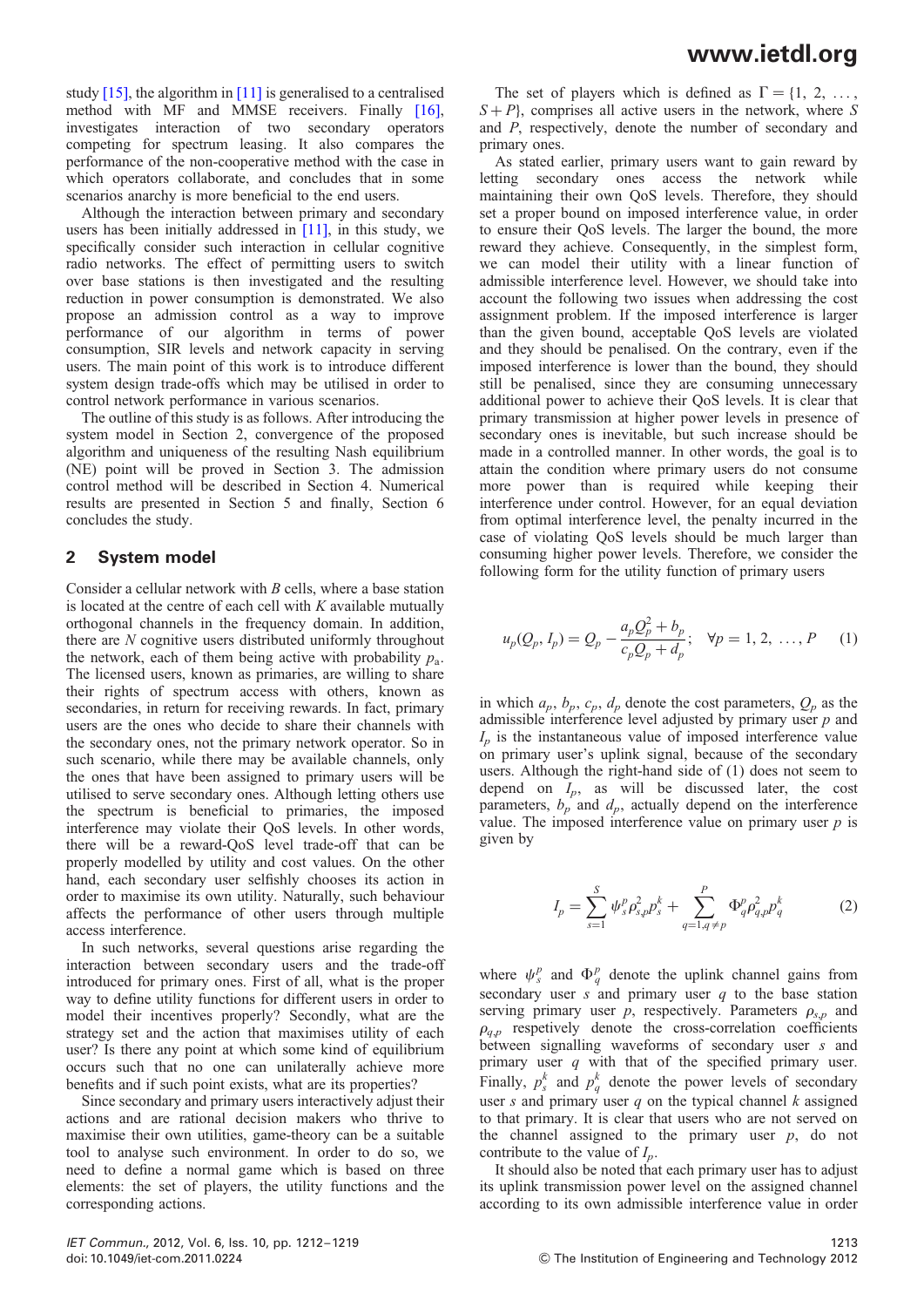study [15], the algorithm in [11] is generalised to a centralised method with MF and MMSE receivers. Finally [16], investigates interaction of two secondary operators competing for spectrum leasing. It also compares the performance of the non-cooperative method with the case in which operators collaborate, and concludes that in some scenarios anarchy is more beneficial to the end users.

Although the interaction between primary and secondary users has been initially addressed in [11], in this study, we specifically consider such interaction in cellular cognitive radio networks. The effect of permitting users to switch over base stations is then investigated and the resulting reduction in power consumption is demonstrated. We also propose an admission control as a way to improve performance of our algorithm in terms of power consumption, SIR levels and network capacity in serving users. The main point of this work is to introduce different system design trade-offs which may be utilised in order to control network performance in various scenarios.

The outline of this study is as follows. After introducing the system model in Section 2, convergence of the proposed algorithm and uniqueness of the resulting Nash equilibrium (NE) point will be proved in Section 3. The admission control method will be described in Section 4. Numerical results are presented in Section 5 and finally, Section 6 concludes the study.

## 2 System model

Consider a cellular network with $B$ cells, where a base station is located at the centre of each cell with $K$ available mutually orthogonal channels in the frequency domain. In addition, there are $N$ cognitive users distributed uniformly throughout the network, each of them being active with probability $p_a$. The licensed users, known as primaries, are willing to share their rights of spectrum access with others, known as secondaries, in return for receiving rewards. In fact, primary users are the ones who decide to share their channels with the secondary ones, not the primary network operator. So in such scenario, while there may be available channels, only the ones that have been assigned to primary users will be utilised to serve secondary ones. Although letting others use the spectrum is beneficial to primaries, the imposed interference may violate their QoS levels. In other words, there will be a reward-QoS level trade-off that can be properly modelled by utility and cost values. On the other hand, each secondary user selfishly chooses its action in order to maximise its own utility. Naturally, such behaviour affects the performance of other users through multiple access interference.

In such networks, several questions arise regarding the interaction between secondary users and the trade-off introduced for primary ones. First of all, what is the proper way to define utility functions for different users in order to model their incentives properly? Secondly, what are the strategy set and the action that maximises utility of each user? Is there any point at which some kind of equilibrium occurs such that no one can unilaterally achieve more benefits and if such point exists, what are its properties?

Since secondary and primary users interactively adjust their actions and are rational decision makers who thrive to maximise their own utilities, game-theory can be a suitable tool to analyse such environment. In order to do so, we need to define a normal game which is based on three elements: the set of players, the utility functions and the corresponding actions.

The set of players which is defined as $\Gamma = \{1, 2, \ldots, S+P\}$, comprises all active users in the network, where $S$ and $P$, respectively, denote the number of secondary and primary ones.

As stated earlier, primary users want to gain reward by letting secondary ones access the network while maintaining their own QoS levels. Therefore, they should set a proper bound on imposed interference value, in order to ensure their QoS levels. The larger the bound, the more reward they achieve. Consequently, in the simplest form, we can model their utility with a linear function of admissible interference level. However, we should take into account the following two issues when addressing the cost assignment problem. If the imposed interference is larger than the given bound, acceptable QoS levels are violated and they should be penalised. On the contrary, even if the imposed interference is lower than the bound, they should still be penalised, since they are consuming unnecessary additional power to achieve their QoS levels. It is clear that primary transmission at higher power levels in presence of secondary ones is inevitable, but such increase should be made in a controlled manner. In other words, the goal is to attain the condition where primary users do not consume more power than is required while keeping their interference under control. However, for an equal deviation from optimal interference level, the penalty incurred in the case of violating QoS levels should be much larger than consuming higher power levels. Therefore, we consider the following form for the utility function of primary users

$$u_p(Q_p, I_p) = Q_p - \frac{a_p Q_p^2 + b_p}{c_p Q_p + d_p}; \quad \forall p = 1, 2, \ldots, P \tag{1}$$

in which $a_p$, $b_p$, $c_p$, $d_p$ denote the cost parameters, $Q_p$ as the admissible interference level adjusted by primary user $p$ and $I_p$ is the instantaneous value of imposed interference value on primary user's uplink signal, because of the secondary users. Although the right-hand side of (1) does not seem to depend on $I_p$, as will be discussed later, the cost parameters, $b_p$ and $d_p$, actually depend on the interference value. The imposed interference value on primary user $p$ is given by

$$I_p = \sum_{s=1}^{S} \psi_s^p \rho_{s,p}^2 p_s^k + \sum_{q=1, q\neq p}^{P} \Phi_q^p \rho_{q,p}^2 p_q^k \tag{2}$$

where $\psi_s^p$ and $\Phi_q^p$ denote the uplink channel gains from secondary user $s$ and primary user $q$ to the base station serving primary user $p$, respectively. Parameters $\rho_{s,p}$ and $\rho_{q,p}$ respectively denote the cross-correlation coefficients between signalling waveforms of secondary user $s$ and primary user $q$ with that of the specified primary user. Finally, $p_s^k$ and $p_q^k$ denote the power levels of secondary user $s$ and primary user $q$ on the typical channel $k$ assigned to that primary. It is clear that users who are not served on the channel assigned to the primary user $p$, do not contribute to the value of $I_p$.

It should also be noted that each primary user has to adjust its uplink transmission power level on the assigned channel according to its own admissible interference value in order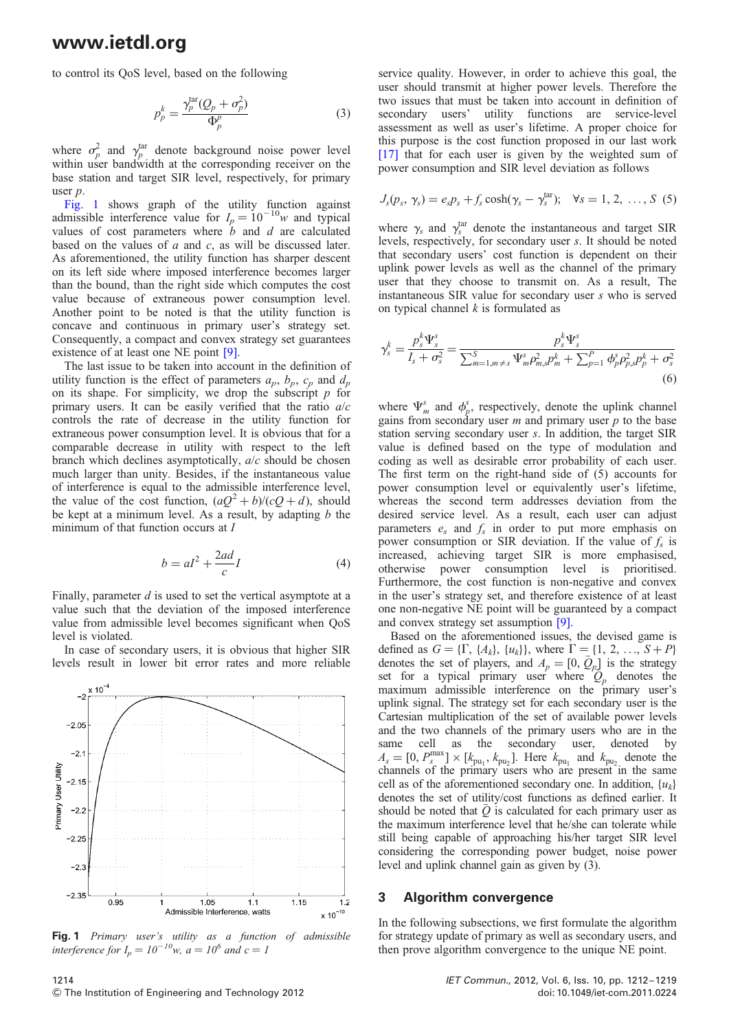to control its QoS level, based on the following

$$p_p^k = \frac{\gamma_p^{\text{tar}}(Q_p + \sigma_p^2)}{\Phi_p^p} \quad (3)$$

where $\sigma_p^2$ and $\gamma_p^{\text{tar}}$ denote background noise power level within user bandwidth at the corresponding receiver on the base station and target SIR level, respectively, for primary user $p$.

Fig. 1 shows graph of the utility function against admissible interference value for $I_p = 10^{-10}w$ and typical values of cost parameters where $b$ and $d$ are calculated based on the values of $a$ and $c$, as will be discussed later. As aforementioned, the utility function has sharper descent on its left side where imposed interference becomes larger than the bound, than the right side which computes the cost value because of extraneous power consumption level. Another point to be noted is that the utility function is concave and continuous in primary user's strategy set. Consequently, a compact and convex strategy set guarantees existence of at least one NE point [9].

The last issue to be taken into account in the definition of utility function is the effect of parameters $a_p$, $b_p$, $c_p$ and $d_p$ on its shape. For simplicity, we drop the subscript $p$ for primary users. It can be easily verified that the ratio $a/c$ controls the rate of decrease in the utility function for extraneous power consumption level. It is obvious that for a comparable decrease in utility with respect to the left branch which declines asymptotically, $a/c$ should be chosen much larger than unity. Besides, if the instantaneous value of interference is equal to the admissible interference level, the value of the cost function, $(aQ^2 + b)/(cQ + d)$, should be kept at a minimum level. As a result, by adapting $b$ the minimum of that function occurs at $I$

$$b = aI^2 + \frac{2ad}{c}I \quad (4)$$

Finally, parameter $d$ is used to set the vertical asymptote at a value such that the deviation of the imposed interference value from admissible level becomes significant when QoS level is violated.

In case of secondary users, it is obvious that higher SIR levels result in lower bit error rates and more reliable

x 10^-4
-2
-2.05
-2.1
-2.15
-2.2
-2.25
-2.3
-2.35
Primary User Utility
0.95
1
1.05
1.1
1.15
1.2
x 10^-10
Admissible Interference, watts

**Fig. 1** *Primary user's utility as a function of admissible interference for $I_p = 10^{-10}$w, $a = 10^6$ and $c = 1$*

service quality. However, in order to achieve this goal, the user should transmit at higher power levels. Therefore the two issues that must be taken into account in definition of secondary users' utility functions are service-level assessment as well as user's lifetime. A proper choice for this purpose is the cost function proposed in our last work [17] that for each user is given by the weighted sum of power consumption and SIR level deviation as follows

$$J_s(p_s, \gamma_s) = e_s p_s + f_s \cosh(\gamma_s - \gamma_s^{\text{tar}}); \quad \forall s = 1, 2, \ldots, S \quad (5)$$

where $\gamma_s$ and $\gamma_s^{\text{tar}}$ denote the instantaneous and target SIR levels, respectively, for secondary user $s$. It should be noted that secondary users' cost function is dependent on their uplink power levels as well as the channel of the primary user that they choose to transmit on. As a result, The instantaneous SIR value for secondary user $s$ who is served on typical channel $k$ is formulated as

$$\gamma_s^k = \frac{p_s^k \Psi_s^s}{I_s + \sigma_s^2} = \frac{p_s^k \Psi_s^s}{\sum_{m=1, m\neq s}^{S} \Psi_m^s \rho_{m,s}^2 p_m^k + \sum_{p=1}^{P} \phi_p^s \rho_{p,s}^2 p_p^k + \sigma_s^2} \quad (6)$$

where $\Psi_m^s$ and $\phi_p^s$, respectively, denote the uplink channel gains from secondary user $m$ and primary user $p$ to the base station serving secondary user $s$. In addition, the target SIR value is defined based on the type of modulation and coding as well as desirable error probability of each user. The first term on the right-hand side of (5) accounts for power consumption level or equivalently user's lifetime, whereas the second term addresses deviation from the desired service level. As a result, each user can adjust parameters $e_s$ and $f_s$ in order to put more emphasis on power consumption or SIR deviation. If the value of $f_s$ is increased, achieving target SIR is more emphasised, otherwise power consumption level is prioritised. Furthermore, the cost function is non-negative and convex in the user's strategy set, and therefore existence of at least one non-negative NE point will be guaranteed by a compact and convex strategy set assumption [9].

Based on the aforementioned issues, the devised game is defined as $G = \{\Gamma, \{A_k\}, \{u_k\}\}$, where $\Gamma = \{1, 2, \ldots, S+P\}$ denotes the set of players, and $A_p = [0, \bar{Q}_p]$ is the strategy set for a typical primary user where $\bar{Q}_p$ denotes the maximum admissible interference on the primary user's uplink signal. The strategy set for each secondary user is the Cartesian multiplication of the set of available power levels and the two channels of the primary users who are in the same cell as the secondary user, denoted by $A_s = [0, P_s^{\max}] \times [k_{\text{pu}_1}, k_{\text{pu}_2}]$. Here $k_{\text{pu}_1}$ and $k_{\text{pu}_2}$ denote the channels of the primary users who are present in the same cell as of the aforementioned secondary one. In addition, $\{u_k\}$ denotes the set of utility/cost functions as defined earlier. It should be noted that $\bar{Q}$ is calculated for each primary user as the maximum interference level that he/she can tolerate while still being capable of approaching his/her target SIR level considering the corresponding power budget, noise power level and uplink channel gain as given by (3).

## 3 Algorithm convergence

In the following subsections, we first formulate the algorithm for strategy update of primary as well as secondary users, and then prove algorithm convergence to the unique NE point.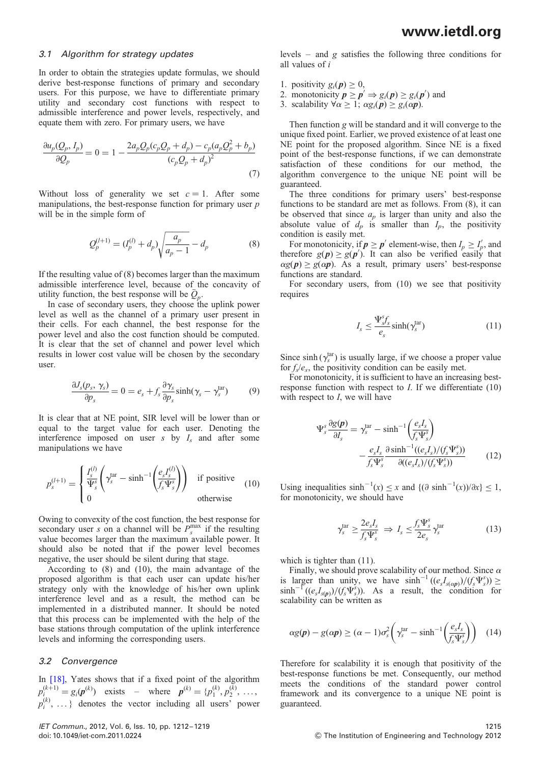### 3.1 Algorithm for strategy updates

In order to obtain the strategies update formulas, we should derive best-response functions of primary and secondary users. For this purpose, we have to differentiate primary utility and secondary cost functions with respect to admissible interference and power levels, respectively, and equate them with zero. For primary users, we have

$$\frac{\partial u_p(Q_p, I_p)}{\partial Q_p} = 0 = 1 - \frac{2a_p Q_p (c_p Q_p + d_p) - c_p(a_p Q_p^2 + b_p)}{(c_p Q_p + d_p)^2} \tag{7}$$

Without loss of generality we set $c = 1$. After some manipulations, the best-response function for primary user $p$ will be in the simple form of

$$Q_p^{(l+1)} = (I_p^{(l)} + d_p)\sqrt{\frac{a_p}{a_p - 1}} - d_p \tag{8}$$

If the resulting value of (8) becomes larger than the maximum admissible interference level, because of the concavity of utility function, the best response will be $\bar{Q}_p$.

In case of secondary users, they choose the uplink power level as well as the channel of a primary user present in their cells. For each channel, the best response for the power level and also the cost function should be computed. It is clear that the set of channel and power level which results in lower cost value will be chosen by the secondary user.

$$\frac{\partial J_s(p_s, \gamma_s)}{\partial p_s} = 0 = e_s + f_s \frac{\partial \gamma_s}{\partial p_s} \sinh(\gamma_s - \gamma_s^{\text{tar}}) \tag{9}$$

It is clear that at NE point, SIR level will be lower than or equal to the target value for each user. Denoting the interference imposed on user $s$ by $I_s$ and after some manipulations we have

$$p_s^{(l+1)} = \begin{cases} \dfrac{I_s^{(l)}}{\Psi_s^s}\left(\gamma_s^{\text{tar}} - \sinh^{-1}\left(\dfrac{e_s I_s^{(l)}}{f_s \Psi_s^s}\right)\right) & \text{if positive} \\ 0 & \text{otherwise} \end{cases} \tag{10}$$

Owing to convexity of the cost function, the best response for secondary user $s$ on a channel will be $P_s^{\max}$ if the resulting value becomes larger than the maximum available power. It should also be noted that if the power level becomes negative, the user should be silent during that stage.

According to (8) and (10), the main advantage of the proposed algorithm is that each user can update his/her strategy only with the knowledge of his/her own uplink interference level and as a result, the method can be implemented in a distributed manner. It should be noted that this process can be implemented with the help of the base stations through computation of the uplink interference levels and informing the corresponding users.

### 3.2 Convergence

In [18], Yates shows that if a fixed point of the algorithm $p_i^{(k+1)} = g_i(\boldsymbol{p}^{(k)})$ exists – where $\boldsymbol{p}^{(k)} = \{p_1^{(k)}, p_2^{(k)}, \ldots, p_i^{(k)}, \ldots\}$ denotes the vector including all users' power levels – and $g$ satisfies the following three conditions for all values of $i$

1. positivity $g_i(\boldsymbol{p}) \geq 0$,
2. monotonicity $\boldsymbol{p} \geq \boldsymbol{p}' \Rightarrow g_i(\boldsymbol{p}) \geq g_i(\boldsymbol{p}')$ and
3. scalability $\forall \alpha \geq 1;\ \alpha g_i(\boldsymbol{p}) \geq g_i(\alpha \boldsymbol{p})$.

Then function $g$ will be standard and it will converge to the unique fixed point. Earlier, we proved existence of at least one NE point for the proposed algorithm. Since NE is a fixed point of the best-response functions, if we can demonstrate satisfaction of these conditions for our method, the algorithm convergence to the unique NE point will be guaranteed.

The three conditions for primary users' best-response functions to be standard are met as follows. From (8), it can be observed that since $a_p$ is larger than unity and also the absolute value of $d_p$ is smaller than $I_p$, the positivity condition is easily met.

For monotonicity, if $\boldsymbol{p} \geq \boldsymbol{p}'$ element-wise, then $I_p \geq I_p'$, and therefore $g(\boldsymbol{p}) \geq g(\boldsymbol{p}')$. It can also be verified easily that $\alpha g(\boldsymbol{p}) \geq g(\alpha \boldsymbol{p})$. As a result, primary users' best-response functions are standard.

For secondary users, from (10) we see that positivity requires

$$I_s \leq \frac{\Psi_s^s f_s}{e_s} \sinh(\gamma_s^{\text{tar}}) \tag{11}$$

Since $\sinh(\gamma_s^{\text{tar}})$ is usually large, if we choose a proper value for $f_s/e_s$, the positivity condition can be easily met.

For monotonicity, it is sufficient to have an increasing best-response function with respect to $I$. If we differentiate (10) with respect to $I$, we will have

$$\Psi_s^s \frac{\partial g(\boldsymbol{p})}{\partial I_s} = \gamma_s^{\text{tar}} - \sinh^{-1}\left(\frac{e_s I_s}{f_s \Psi_s^s}\right) - \frac{e_s I_s}{f_s \Psi_s^s} \frac{\partial \sinh^{-1}((e_s I_s)/(f_s \Psi_s^s))}{\partial((e_s I_s)/(f_s \Psi_s^s))} \tag{12}$$

Using inequalities $\sinh^{-1}(x) \leq x$ and $\{(\partial \sinh^{-1}(x))/\partial x\} \leq 1$, for monotonicity, we should have

$$\gamma_s^{\text{tar}} \geq \frac{2 e_s I_s}{f_s \Psi_s^s} \Rightarrow I_s \leq \frac{f_s \Psi_s^s}{2 e_s} \gamma_s^{\text{tar}} \tag{13}$$

which is tighter than (11).

Finally, we should prove scalability of our method. Since $\alpha$ is larger than unity, we have $\sinh^{-1}((e_s I_{s(\alpha p)})/(f_s \Psi_s^s)) \geq \sinh^{-1}((e_s I_{s(p)})/(f_s \Psi_s^s))$. As a result, the condition for scalability can be written as

$$\alpha g(\boldsymbol{p}) - g(\alpha \boldsymbol{p}) \geq (\alpha - 1)\sigma_s^2 \left(\gamma_s^{\text{tar}} - \sinh^{-1}\left(\frac{e_s I_s}{f_s \Psi_s^s}\right)\right) \tag{14}$$

Therefore for scalability it is enough that positivity of the best-response functions be met. Consequently, our method meets the conditions of the standard power control framework and its convergence to a unique NE point is guaranteed.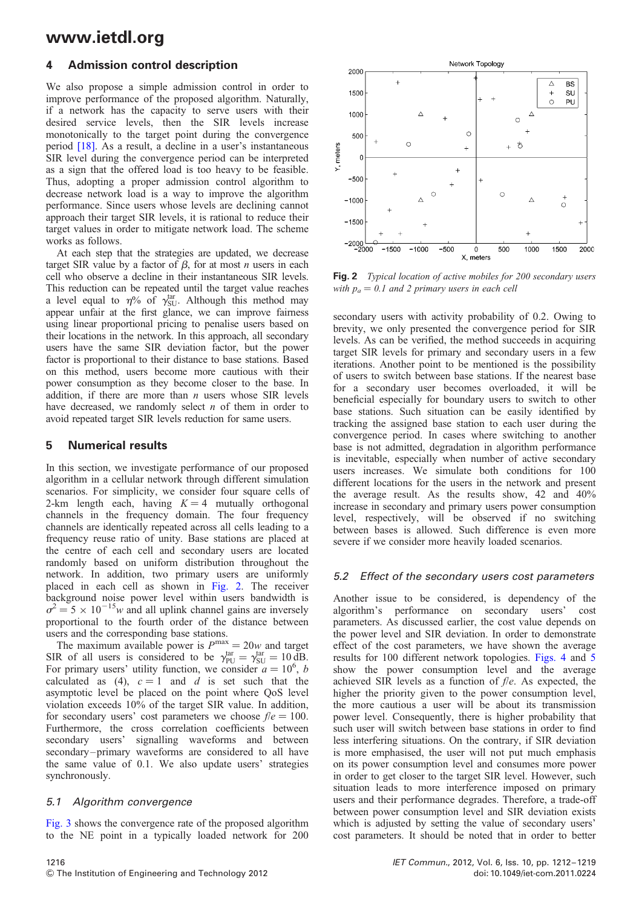## 4 Admission control description

We also propose a simple admission control in order to improve performance of the proposed algorithm. Naturally, if a network has the capacity to serve users with their desired service levels, then the SIR levels increase monotonically to the target point during the convergence period [18]. As a result, a decline in a user's instantaneous SIR level during the convergence period can be interpreted as a sign that the offered load is too heavy to be feasible. Thus, adopting a proper admission control algorithm to decrease network load is a way to improve the algorithm performance. Since users whose levels are declining cannot approach their target SIR levels, it is rational to reduce their target values in order to mitigate network load. The scheme works as follows.

At each step that the strategies are updated, we decrease target SIR value by a factor of $\beta$, for at most $n$ users in each cell who observe a decline in their instantaneous SIR levels. This reduction can be repeated until the target value reaches a level equal to $\eta$% of $\gamma_{\text{SU}}^{\text{tar}}$. Although this method may appear unfair at the first glance, we can improve fairness using linear proportional pricing to penalise users based on their locations in the network. In this approach, all secondary users have the same SIR deviation factor, but the power factor is proportional to their distance to base stations. Based on this method, users become more cautious with their power consumption as they become closer to the base. In addition, if there are more than $n$ users whose SIR levels have decreased, we randomly select $n$ of them in order to avoid repeated target SIR levels reduction for same users.

## 5 Numerical results

In this section, we investigate performance of our proposed algorithm in a cellular network through different simulation scenarios. For simplicity, we consider four square cells of 2-km length each, having $K = 4$ mutually orthogonal channels in the frequency domain. The four frequency channels are identically repeated across all cells leading to a frequency reuse ratio of unity. Base stations are placed at the centre of each cell and secondary users are located randomly based on uniform distribution throughout the network. In addition, two primary users are uniformly placed in each cell as shown in Fig. 2. The receiver background noise power level within users bandwidth is $\sigma^2 = 5 \times 10^{-15} w$ and all uplink channel gains are inversely proportional to the fourth order of the distance between users and the corresponding base stations.

The maximum available power is $P^{\text{max}} = 20w$ and target SIR of all users is considered to be $\gamma_{\text{PU}}^{\text{tar}} = \gamma_{\text{SU}}^{\text{tar}} = 10$ dB. For primary users' utility function, we consider $a = 10^6$, $b$ calculated as (4), $c = 1$ and $d$ is set such that the asymptotic level be placed on the point where QoS level violation exceeds 10% of the target SIR value. In addition, for secondary users' cost parameters we choose $f/e = 100$. Furthermore, the cross correlation coefficients between secondary users' signalling waveforms and between secondary–primary waveforms are considered to all have the same value of 0.1. We also update users' strategies synchronously.

### 5.1 Algorithm convergence

Fig. 3 shows the convergence rate of the proposed algorithm to the NE point in a typically loaded network for 200

Network Topology

Y, meters

X, meters

2000
1500
1000
500
0
−500
−1000
−1500
−2000

−2000 −1500 −1000 −500 0 500 1000 1500 2000

△ BS
+ SU
○ PU

**Fig. 2** *Typical location of active mobiles for 200 secondary users with $p_a$ = 0.1 and 2 primary users in each cell*

secondary users with activity probability of 0.2. Owing to brevity, we only presented the convergence period for SIR levels. As can be verified, the method succeeds in acquiring target SIR levels for primary and secondary users in a few iterations. Another point to be mentioned is the possibility of users to switch between base stations. If the nearest base for a secondary user becomes overloaded, it will be beneficial especially for boundary users to switch to other base stations. Such situation can be easily identified by tracking the assigned base station to each user during the convergence period. In cases where switching to another base is not admitted, degradation in algorithm performance is inevitable, especially when number of active secondary users increases. We simulate both conditions for 100 different locations for the users in the network and present the average result. As the results show, 42 and 40% increase in secondary and primary users power consumption level, respectively, will be observed if no switching between bases is allowed. Such difference is even more severe if we consider more heavily loaded scenarios.

### 5.2 Effect of the secondary users cost parameters

Another issue to be considered, is dependency of the algorithm's performance on secondary users' cost parameters. As discussed earlier, the cost value depends on the power level and SIR deviation. In order to demonstrate the effect of the cost parameters, we have shown the average results for 100 different network topologies. Figs. 4 and 5 show the power consumption level and the average achieved SIR levels as a function of $f/e$. As expected, the higher the priority given to the power consumption level, the more cautious a user will be about its transmission power level. Consequently, there is higher probability that such user will switch between base stations in order to find less interfering situations. On the contrary, if SIR deviation is more emphasised, the user will not put much emphasis on its power consumption level and consumes more power in order to get closer to the target SIR level. However, such situation leads to more interference imposed on primary users and their performance degrades. Therefore, a trade-off between power consumption level and SIR deviation exists which is adjusted by setting the value of secondary users' cost parameters. It should be noted that in order to better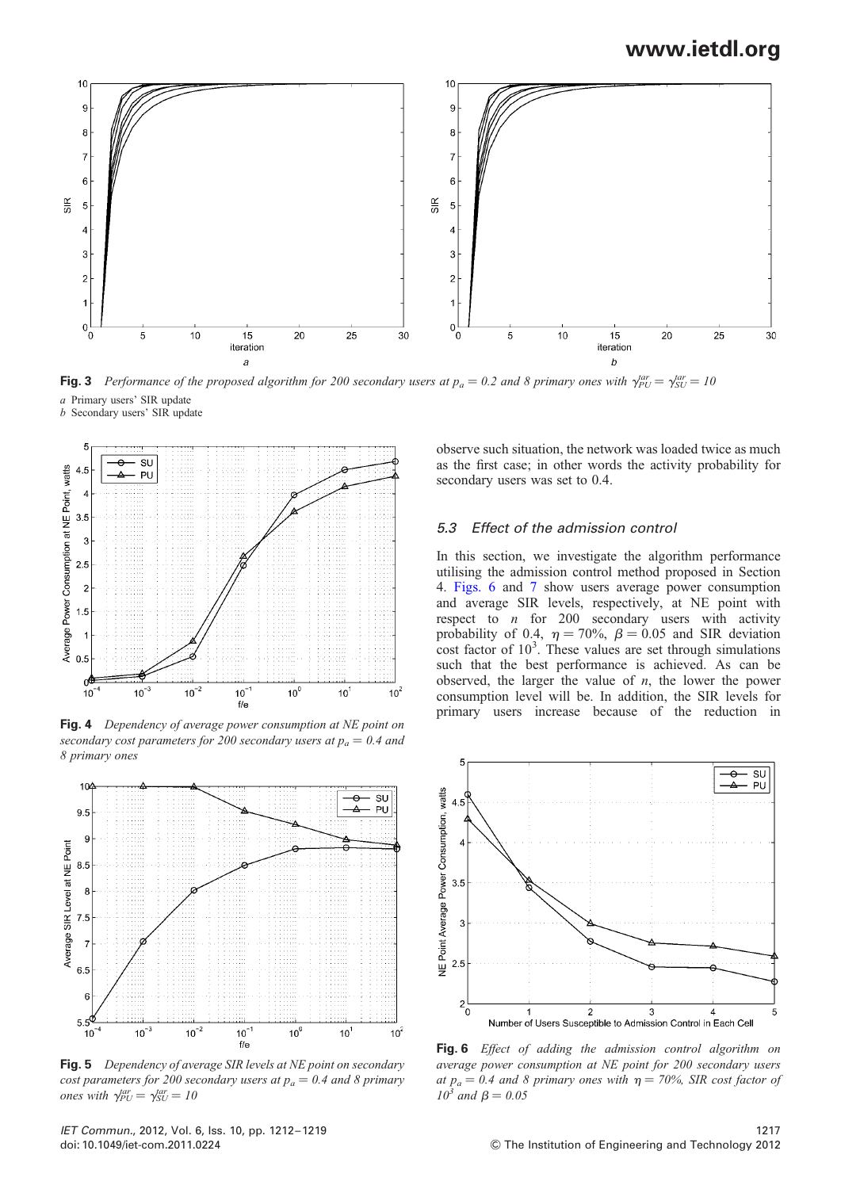**Fig. 3** *Performance of the proposed algorithm for 200 secondary users at $p_a = 0.2$ and 8 primary ones with $\gamma_{PU}^{tar} = \gamma_{SU}^{tar} = 10$*

*a* Primary users' SIR update
*b* Secondary users' SIR update

**Fig. 4** *Dependency of average power consumption at NE point on secondary cost parameters for 200 secondary users at $p_a = 0.4$ and 8 primary ones*

**Fig. 5** *Dependency of average SIR levels at NE point on secondary cost parameters for 200 secondary users at $p_a = 0.4$ and 8 primary ones with $\gamma_{PU}^{tar} = \gamma_{SU}^{tar} = 10$*

observe such situation, the network was loaded twice as much as the first case; in other words the activity probability for secondary users was set to 0.4.

### 5.3 Effect of the admission control

In this section, we investigate the algorithm performance utilising the admission control method proposed in Section 4. Figs. 6 and 7 show users average power consumption and average SIR levels, respectively, at NE point with respect to $n$ for 200 secondary users with activity probability of 0.4, $\eta = 70\%$, $\beta = 0.05$ and SIR deviation cost factor of $10^3$. These values are set through simulations such that the best performance is achieved. As can be observed, the larger the value of $n$, the lower the power consumption level will be. In addition, the SIR levels for primary users increase because of the reduction in

**Fig. 6** *Effect of adding the admission control algorithm on average power consumption at NE point for 200 secondary users at $p_a = 0.4$ and 8 primary ones with $\eta = 70\%$, SIR cost factor of $10^3$ and $\beta = 0.05$*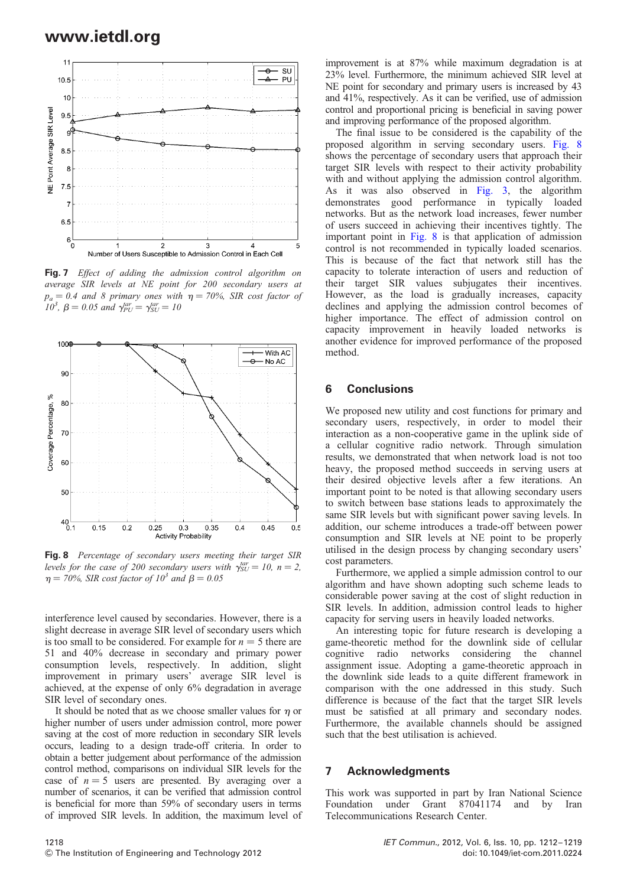11
10.5
10
9.5
9
8.5
8
7.5
7
6.5
6
NE Point Average SIR Level
0 1 2 3 4 5
Number of Users Susceptible to Admission Control in Each Cell
SU
PU

**Fig. 7** *Effect of adding the admission control algorithm on average SIR levels at NE point for 200 secondary users at $p_a = 0.4$ and 8 primary ones with $\eta = 70\%$, SIR cost factor of $10^3$, $\beta = 0.05$ and $\gamma_{PU}^{tar} = \gamma_{SU}^{tar} = 10$*

100
90
80
70
60
50
40
Coverage Percentage, %
0.1 0.15 0.2 0.25 0.3 0.35 0.4 0.45 0.5
Activity Probability
With AC
No AC

**Fig. 8** *Percentage of secondary users meeting their target SIR levels for the case of 200 secondary users with $\gamma_{SU}^{tar} = 10$, $n = 2$, $\eta = 70\%$, SIR cost factor of $10^3$ and $\beta = 0.05$*

interference level caused by secondaries. However, there is a slight decrease in average SIR level of secondary users which is too small to be considered. For example for $n = 5$ there are 51 and 40% decrease in secondary and primary power consumption levels, respectively. In addition, slight improvement in primary users' average SIR level is achieved, at the expense of only 6% degradation in average SIR level of secondary ones.

It should be noted that as we choose smaller values for $\eta$ or higher number of users under admission control, more power saving at the cost of more reduction in secondary SIR levels occurs, leading to a design trade-off criteria. In order to obtain a better judgement about performance of the admission control method, comparisons on individual SIR levels for the case of $n = 5$ users are presented. By averaging over a number of scenarios, it can be verified that admission control is beneficial for more than 59% of secondary users in terms of improved SIR levels. In addition, the maximum level of improvement is at 87% while maximum degradation is at 23% level. Furthermore, the minimum achieved SIR level at NE point for secondary and primary users is increased by 43 and 41%, respectively. As it can be verified, use of admission control and proportional pricing is beneficial in saving power and improving performance of the proposed algorithm.

The final issue to be considered is the capability of the proposed algorithm in serving secondary users. Fig. 8 shows the percentage of secondary users that approach their target SIR levels with respect to their activity probability with and without applying the admission control algorithm. As it was also observed in Fig. 3, the algorithm demonstrates good performance in typically loaded networks. But as the network load increases, fewer number of users succeed in achieving their incentives tightly. The important point in Fig. 8 is that application of admission control is not recommended in typically loaded scenarios. This is because of the fact that network still has the capacity to tolerate interaction of users and reduction of their target SIR values subjugates their incentives. However, as the load is gradually increases, capacity declines and applying the admission control becomes of higher importance. The effect of admission control on capacity improvement in heavily loaded networks is another evidence for improved performance of the proposed method.

## 6 Conclusions

We proposed new utility and cost functions for primary and secondary users, respectively, in order to model their interaction as a non-cooperative game in the uplink side of a cellular cognitive radio network. Through simulation results, we demonstrated that when network load is not too heavy, the proposed method succeeds in serving users at their desired objective levels after a few iterations. An important point to be noted is that allowing secondary users to switch between base stations leads to approximately the same SIR levels but with significant power saving levels. In addition, our scheme introduces a trade-off between power consumption and SIR levels at NE point to be properly utilised in the design process by changing secondary users' cost parameters.

Furthermore, we applied a simple admission control to our algorithm and have shown adopting such scheme leads to considerable power saving at the cost of slight reduction in SIR levels. In addition, admission control leads to higher capacity for serving users in heavily loaded networks.

An interesting topic for future research is developing a game-theoretic method for the downlink side of cellular cognitive radio networks considering the channel assignment issue. Adopting a game-theoretic approach in the downlink side leads to a quite different framework in comparison with the one addressed in this study. Such difference is because of the fact that the target SIR levels must be satisfied at all primary and secondary nodes. Furthermore, the available channels should be assigned such that the best utilisation is achieved.

## 7 Acknowledgments

This work was supported in part by Iran National Science Foundation under Grant 87041174 and by Iran Telecommunications Research Center.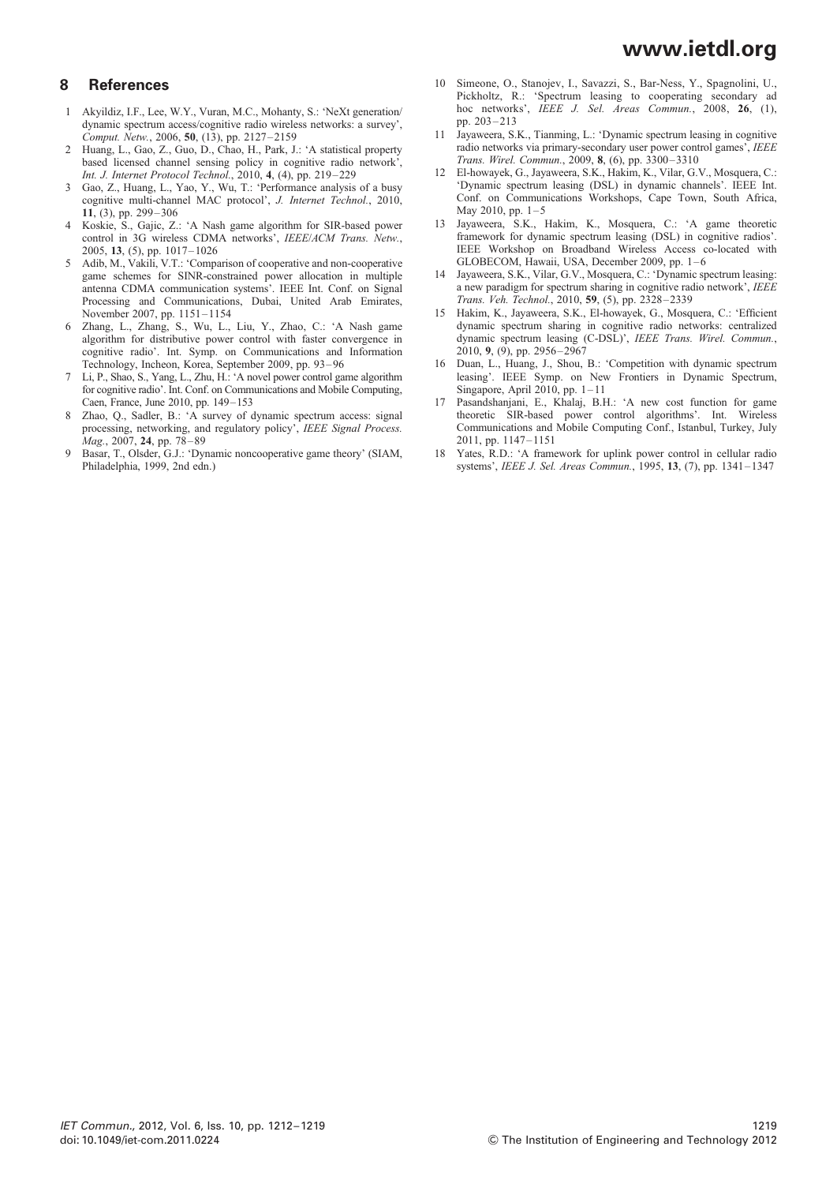## 8 References

1. Akyildiz, I.F., Lee, W.Y., Vuran, M.C., Mohanty, S.: 'NeXt generation/dynamic spectrum access/cognitive radio wireless networks: a survey', *Comput. Netw.*, 2006, **50**, (13), pp. 2127–2159
2. Huang, L., Gao, Z., Guo, D., Chao, H., Park, J.: 'A statistical property based licensed channel sensing policy in cognitive radio network', *Int. J. Internet Protocol Technol.*, 2010, **4**, (4), pp. 219–229
3. Gao, Z., Huang, L., Yao, Y., Wu, T.: 'Performance analysis of a busy cognitive multi-channel MAC protocol', *J. Internet Technol.*, 2010, **11**, (3), pp. 299–306
4. Koskie, S., Gajic, Z.: 'A Nash game algorithm for SIR-based power control in 3G wireless CDMA networks', *IEEE/ACM Trans. Netw.*, 2005, **13**, (5), pp. 1017–1026
5. Adib, M., Vakili, V.T.: 'Comparison of cooperative and non-cooperative game schemes for SINR-constrained power allocation in multiple antenna CDMA communication systems'. IEEE Int. Conf. on Signal Processing and Communications, Dubai, United Arab Emirates, November 2007, pp. 1151–1154
6. Zhang, L., Zhang, S., Wu, L., Liu, Y., Zhao, C.: 'A Nash game algorithm for distributive power control with faster convergence in cognitive radio'. Int. Symp. on Communications and Information Technology, Incheon, Korea, September 2009, pp. 93–96
7. Li, P., Shao, S., Yang, L., Zhu, H.: 'A novel power control game algorithm for cognitive radio'. Int. Conf. on Communications and Mobile Computing, Caen, France, June 2010, pp. 149–153
8. Zhao, Q., Sadler, B.: 'A survey of dynamic spectrum access: signal processing, networking, and regulatory policy', *IEEE Signal Process. Mag.*, 2007, **24**, pp. 78–89
9. Basar, T., Olsder, G.J.: 'Dynamic noncooperative game theory' (SIAM, Philadelphia, 1999, 2nd edn.)
10. Simeone, O., Stanojev, I., Savazzi, S., Bar-Ness, Y., Spagnolini, U., Pickholtz, R.: 'Spectrum leasing to cooperating secondary ad hoc networks', *IEEE J. Sel. Areas Commun.*, 2008, **26**, (1), pp. 203–213
11. Jayaweera, S.K., Tianming, L.: 'Dynamic spectrum leasing in cognitive radio networks via primary-secondary user power control games', *IEEE Trans. Wirel. Commun.*, 2009, **8**, (6), pp. 3300–3310
12. El-howayek, G., Jayaweera, S.K., Hakim, K., Vilar, G.V., Mosquera, C.: 'Dynamic spectrum leasing (DSL) in dynamic channels'. IEEE Int. Conf. on Communications Workshops, Cape Town, South Africa, May 2010, pp. 1–5
13. Jayaweera, S.K., Hakim, K., Mosquera, C.: 'A game theoretic framework for dynamic spectrum leasing (DSL) in cognitive radios'. IEEE Workshop on Broadband Wireless Access co-located with GLOBECOM, Hawaii, USA, December 2009, pp. 1–6
14. Jayaweera, S.K., Vilar, G.V., Mosquera, C.: 'Dynamic spectrum leasing: a new paradigm for spectrum sharing in cognitive radio network', *IEEE Trans. Veh. Technol.*, 2010, **59**, (5), pp. 2328–2339
15. Hakim, K., Jayaweera, S.K., El-howayek, G., Mosquera, C.: 'Efficient dynamic spectrum sharing in cognitive radio networks: centralized dynamic spectrum leasing (C-DSL)', *IEEE Trans. Wirel. Commun.*, 2010, **9**, (9), pp. 2956–2967
16. Duan, L., Huang, J., Shou, B.: 'Competition with dynamic spectrum leasing'. IEEE Symp. on New Frontiers in Dynamic Spectrum, Singapore, April 2010, pp. 1–11
17. Pasandshanjani, E., Khalaj, B.H.: 'A new cost function for game theoretic SIR-based power control algorithms'. Int. Wireless Communications and Mobile Computing Conf., Istanbul, Turkey, July 2011, pp. 1147–1151
18. Yates, R.D.: 'A framework for uplink power control in cellular radio systems', *IEEE J. Sel. Areas Commun.*, 1995, **13**, (7), pp. 1341–1347